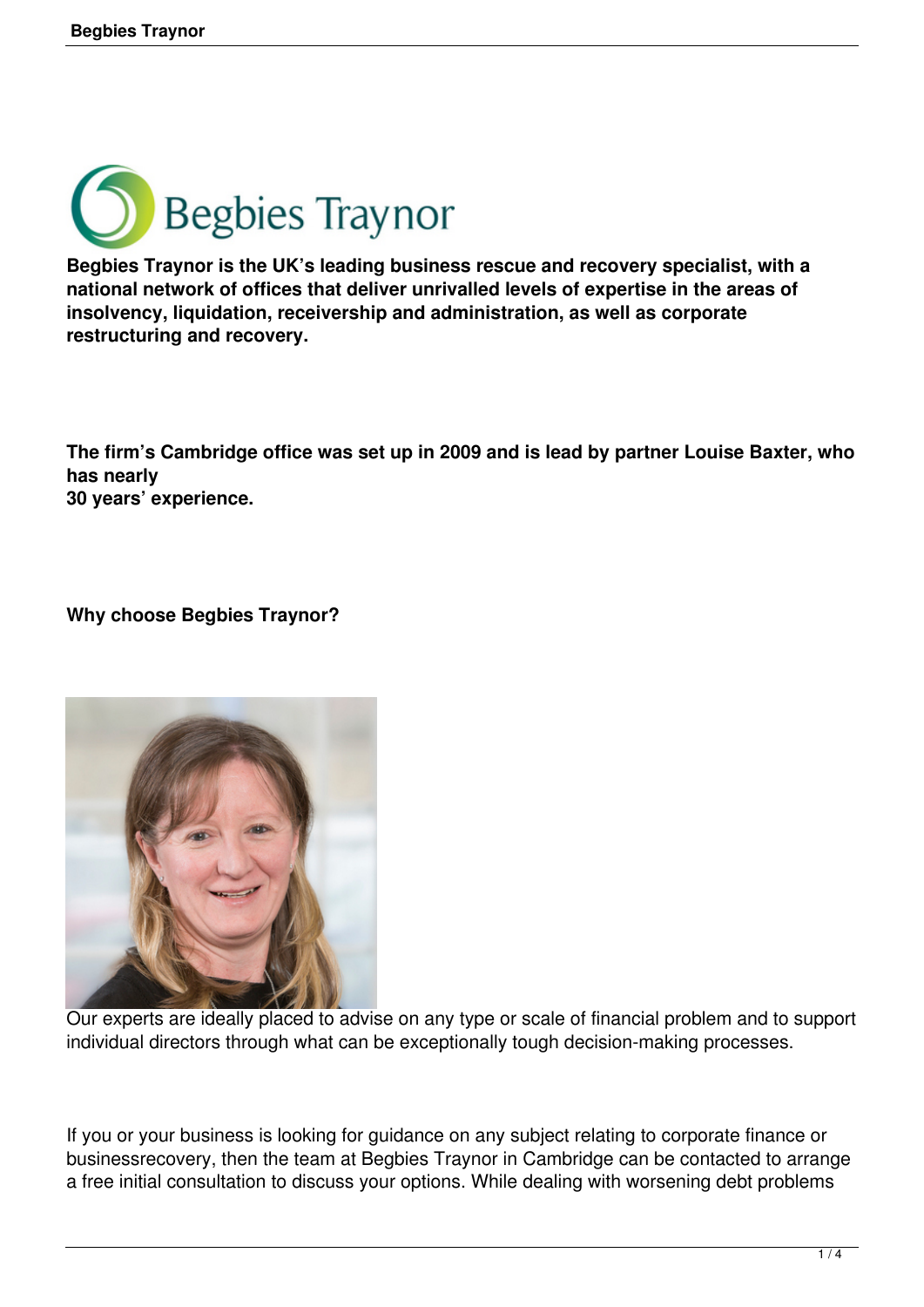**Begbies Traynor is the UK's leading business rescue and recovery specialist, with a national network of offices that deliver unrivalled levels of expertise in the areas of insolvency, liquidation, receivership and administration, as well as corporate restructuring and recovery.**

**The firm's Cambridge office was set up in 2009 and is lead by partner Louise Baxter, who has nearly 30 years' experience.**

**Why choose Begbies Traynor?**

Our experts are ideally placed to advise on any type or scale of financial problem and to support individual directors through what can be exceptionally tough decision-making processes.

If you or your business is looking for guidance on any subject relating to corporate finance or businessrecovery, then the team at Begbies Traynor in Cambridge can be contacted to arrange a free initial consultation to discuss your options. While dealing with worsening debt problems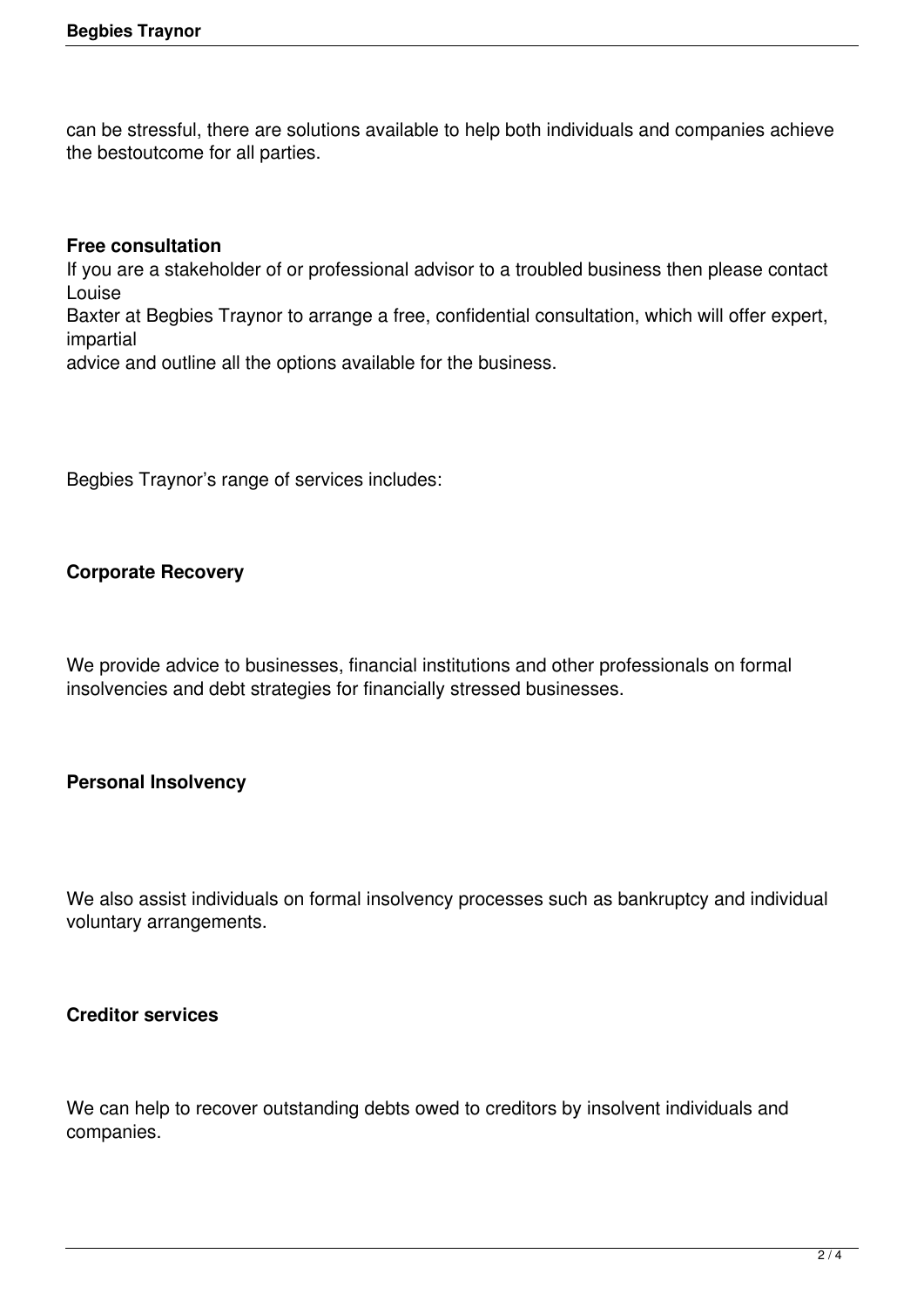can be stressful, there are solutions available to help both individuals and companies achieve the bestoutcome for all parties.

**Free consultation**

If you are a stakeholder of or professional advisor to a troubled business then please contact Louise Baxter at Begbies Traynor to arrange a free, confidential consultation, which will offer expert, impartial advice and outline all the options available for the business.

Begbies Traynor's range of services includes:

**Corporate Recovery**

We provide advice to businesses, financial institutions and other professionals on formal insolvencies and debt strategies for financially stressed businesses.

**Personal Insolvency**

We also assist individuals on formal insolvency processes such as bankruptcy and individual voluntary arrangements.

**Creditor services**

We can help to recover outstanding debts owed to creditors by insolvent individuals and companies.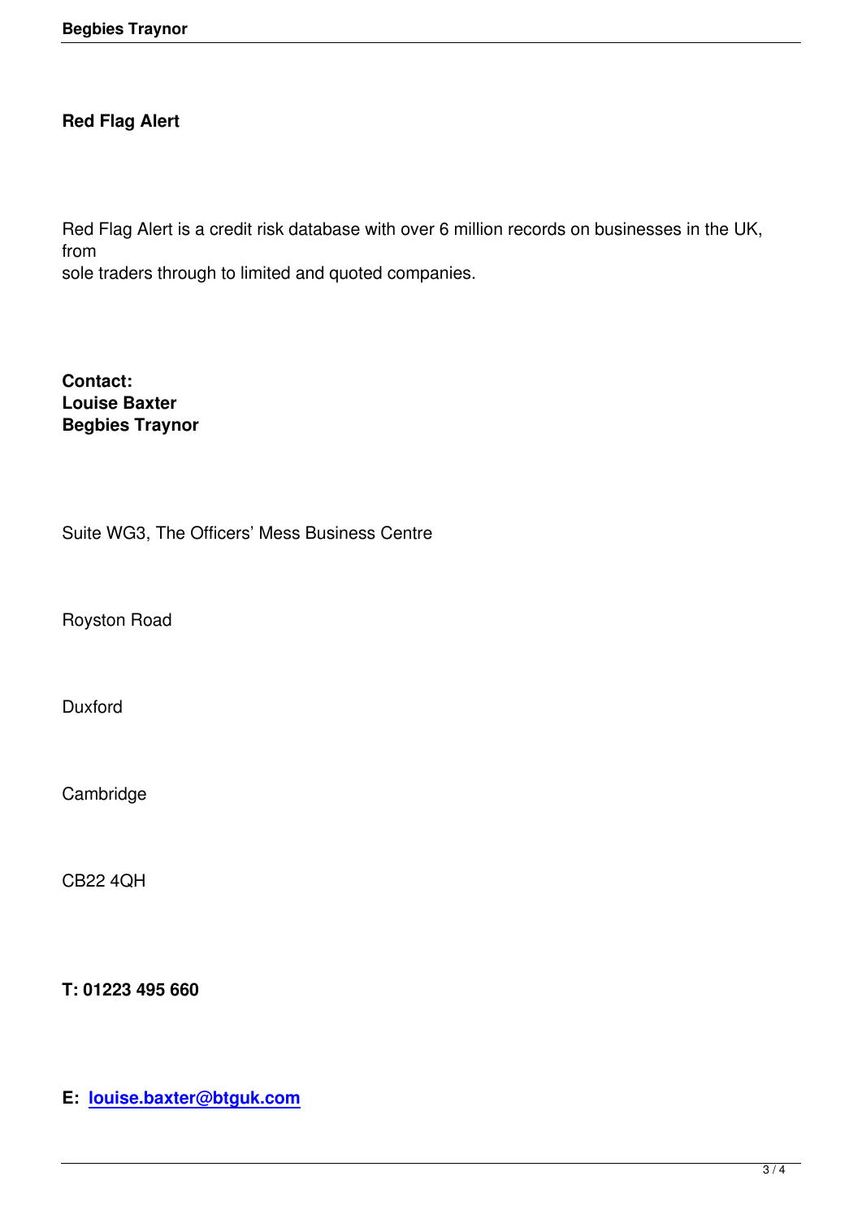**Red Flag Alert**

Red Flag Alert is a credit risk database with over 6 million records on businesses in the UK, from
sole traders through to limited and quoted companies.

**Contact:**
**Louise Baxter**
**Begbies Traynor**

Suite WG3, The Officers' Mess Business Centre

Royston Road

Duxford

Cambridge

CB22 4QH

**T: 01223 495 660**

**E: louise.baxter@btguk.com**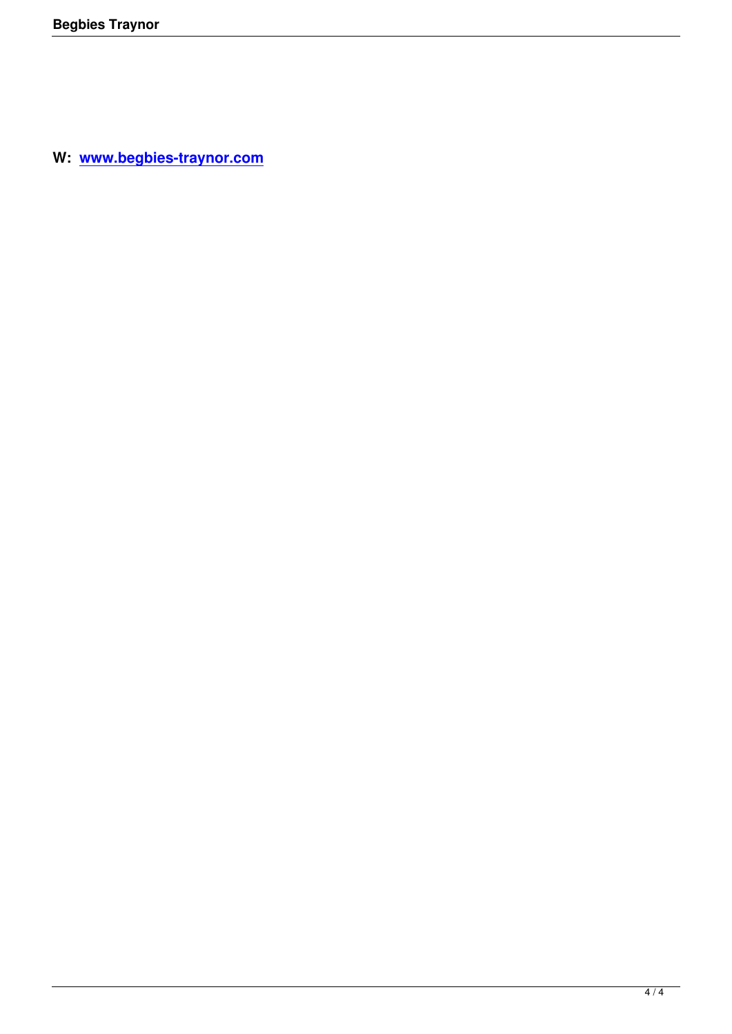**W: [www.begbies-traynor.com](http://www.begbies-traynor.com)**